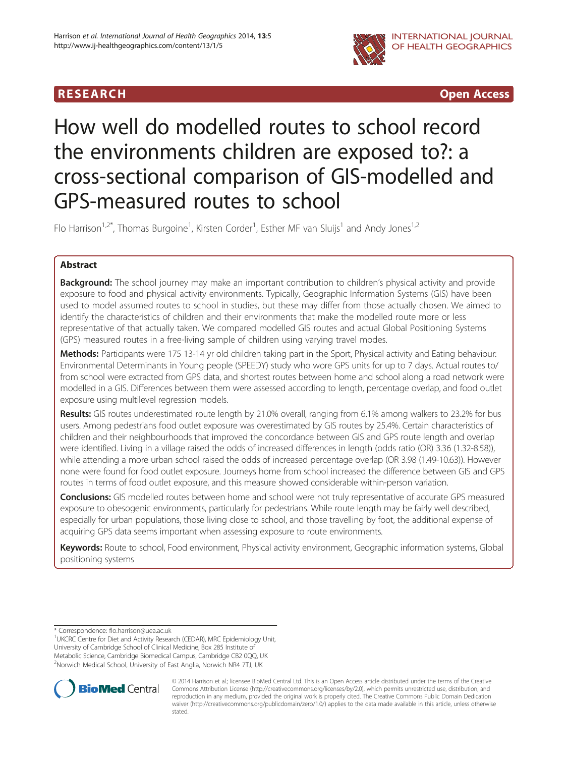RESEARCH Open Access

# How well do modelled routes to school record the environments children are exposed to?: a cross-sectional comparison of GIS-modelled and GPS-measured routes to school

Flo Harrison[1,2*], Thomas Burgoine[1], Kirsten Corder[1], Esther MF van Sluijs[1] and Andy Jones[1,2]

## Abstract

**Background:** The school journey may make an important contribution to children's physical activity and provide exposure to food and physical activity environments. Typically, Geographic Information Systems (GIS) have been used to model assumed routes to school in studies, but these may differ from those actually chosen. We aimed to identify the characteristics of children and their environments that make the modelled route more or less representative of that actually taken. We compared modelled GIS routes and actual Global Positioning Systems (GPS) measured routes in a free-living sample of children using varying travel modes.

**Methods:** Participants were 175 13-14 yr old children taking part in the Sport, Physical activity and Eating behaviour: Environmental Determinants in Young people (SPEEDY) study who wore GPS units for up to 7 days. Actual routes to/from school were extracted from GPS data, and shortest routes between home and school along a road network were modelled in a GIS. Differences between them were assessed according to length, percentage overlap, and food outlet exposure using multilevel regression models.

**Results:** GIS routes underestimated route length by 21.0% overall, ranging from 6.1% among walkers to 23.2% for bus users. Among pedestrians food outlet exposure was overestimated by GIS routes by 25.4%. Certain characteristics of children and their neighbourhoods that improved the concordance between GIS and GPS route length and overlap were identified. Living in a village raised the odds of increased differences in length (odds ratio (OR) 3.36 (1.32-8.58)), while attending a more urban school raised the odds of increased percentage overlap (OR 3.98 (1.49-10.63)). However none were found for food outlet exposure. Journeys home from school increased the difference between GIS and GPS routes in terms of food outlet exposure, and this measure showed considerable within-person variation.

**Conclusions:** GIS modelled routes between home and school were not truly representative of accurate GPS measured exposure to obesogenic environments, particularly for pedestrians. While route length may be fairly well described, especially for urban populations, those living close to school, and those travelling by foot, the additional expense of acquiring GPS data seems important when assessing exposure to route environments.

**Keywords:** Route to school, Food environment, Physical activity environment, Geographic information systems, Global positioning systems

\* Correspondence: flo.harrison@uea.ac.uk
[1]UKCRC Centre for Diet and Activity Research (CEDAR), MRC Epidemiology Unit, University of Cambridge School of Clinical Medicine, Box 285 Institute of Metabolic Science, Cambridge Biomedical Campus, Cambridge CB2 0QQ, UK
[2]Norwich Medical School, University of East Anglia, Norwich NR4 7TJ, UK

© 2014 Harrison et al.; licensee BioMed Central Ltd. This is an Open Access article distributed under the terms of the Creative Commons Attribution License (http://creativecommons.org/licenses/by/2.0), which permits unrestricted use, distribution, and reproduction in any medium, provided the original work is properly cited. The Creative Commons Public Domain Dedication waiver (http://creativecommons.org/publicdomain/zero/1.0/) applies to the data made available in this article, unless otherwise stated.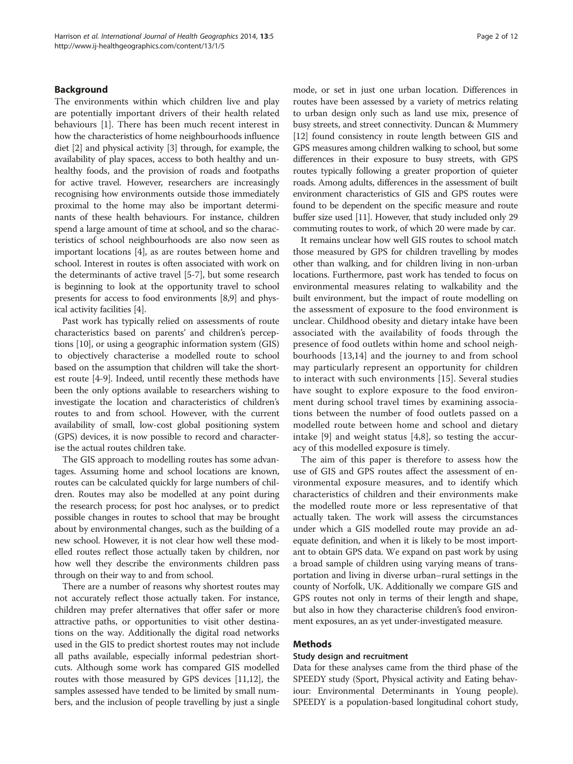## Background

The environments within which children live and play are potentially important drivers of their health related behaviours [1]. There has been much recent interest in how the characteristics of home neighbourhoods influence diet [2] and physical activity [3] through, for example, the availability of play spaces, access to both healthy and unhealthy foods, and the provision of roads and footpaths for active travel. However, researchers are increasingly recognising how environments outside those immediately proximal to the home may also be important determinants of these health behaviours. For instance, children spend a large amount of time at school, and so the characteristics of school neighbourhoods are also now seen as important locations [4], as are routes between home and school. Interest in routes is often associated with work on the determinants of active travel [5-7], but some research is beginning to look at the opportunity travel to school presents for access to food environments [8,9] and physical activity facilities [4].

Past work has typically relied on assessments of route characteristics based on parents' and children's perceptions [10], or using a geographic information system (GIS) to objectively characterise a modelled route to school based on the assumption that children will take the shortest route [4-9]. Indeed, until recently these methods have been the only options available to researchers wishing to investigate the location and characteristics of children's routes to and from school. However, with the current availability of small, low-cost global positioning system (GPS) devices, it is now possible to record and characterise the actual routes children take.

The GIS approach to modelling routes has some advantages. Assuming home and school locations are known, routes can be calculated quickly for large numbers of children. Routes may also be modelled at any point during the research process; for post hoc analyses, or to predict possible changes in routes to school that may be brought about by environmental changes, such as the building of a new school. However, it is not clear how well these modelled routes reflect those actually taken by children, nor how well they describe the environments children pass through on their way to and from school.

There are a number of reasons why shortest routes may not accurately reflect those actually taken. For instance, children may prefer alternatives that offer safer or more attractive paths, or opportunities to visit other destinations on the way. Additionally the digital road networks used in the GIS to predict shortest routes may not include all paths available, especially informal pedestrian shortcuts. Although some work has compared GIS modelled routes with those measured by GPS devices [11,12], the samples assessed have tended to be limited by small numbers, and the inclusion of people travelling by just a single mode, or set in just one urban location. Differences in routes have been assessed by a variety of metrics relating to urban design only such as land use mix, presence of busy streets, and street connectivity. Duncan & Mummery [12] found consistency in route length between GIS and GPS measures among children walking to school, but some differences in their exposure to busy streets, with GPS routes typically following a greater proportion of quieter roads. Among adults, differences in the assessment of built environment characteristics of GIS and GPS routes were found to be dependent on the specific measure and route buffer size used [11]. However, that study included only 29 commuting routes to work, of which 20 were made by car.

It remains unclear how well GIS routes to school match those measured by GPS for children travelling by modes other than walking, and for children living in non-urban locations. Furthermore, past work has tended to focus on environmental measures relating to walkability and the built environment, but the impact of route modelling on the assessment of exposure to the food environment is unclear. Childhood obesity and dietary intake have been associated with the availability of foods through the presence of food outlets within home and school neighbourhoods [13,14] and the journey to and from school may particularly represent an opportunity for children to interact with such environments [15]. Several studies have sought to explore exposure to the food environment during school travel times by examining associations between the number of food outlets passed on a modelled route between home and school and dietary intake [9] and weight status [4,8], so testing the accuracy of this modelled exposure is timely.

The aim of this paper is therefore to assess how the use of GIS and GPS routes affect the assessment of environmental exposure measures, and to identify which characteristics of children and their environments make the modelled route more or less representative of that actually taken. The work will assess the circumstances under which a GIS modelled route may provide an adequate definition, and when it is likely to be most important to obtain GPS data. We expand on past work by using a broad sample of children using varying means of transportation and living in diverse urban–rural settings in the county of Norfolk, UK. Additionally we compare GIS and GPS routes not only in terms of their length and shape, but also in how they characterise children's food environment exposures, an as yet under-investigated measure.

## Methods

### Study design and recruitment

Data for these analyses came from the third phase of the SPEEDY study (Sport, Physical activity and Eating behaviour: Environmental Determinants in Young people). SPEEDY is a population-based longitudinal cohort study,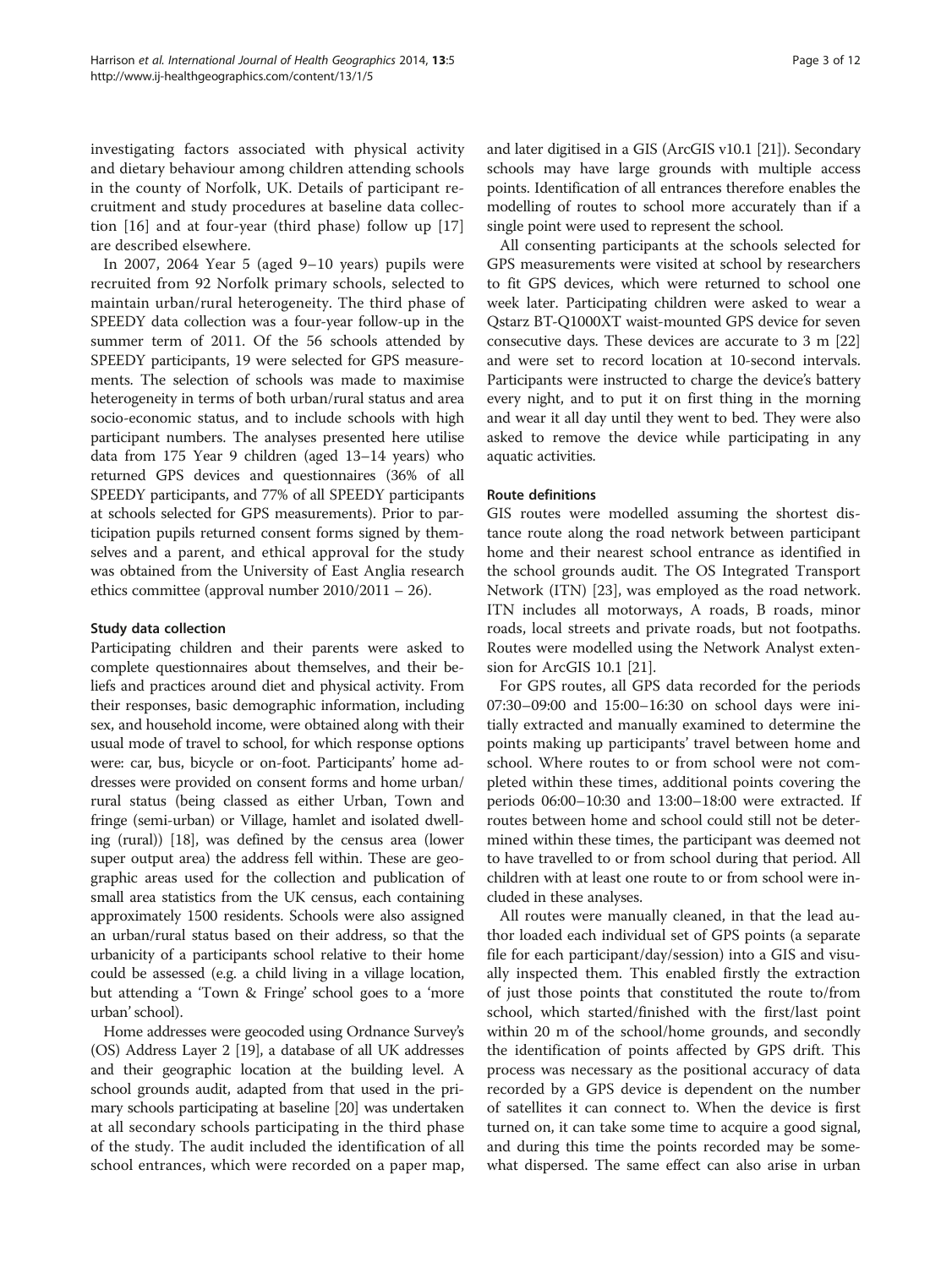investigating factors associated with physical activity and dietary behaviour among children attending schools in the county of Norfolk, UK. Details of participant recruitment and study procedures at baseline data collection [16] and at four-year (third phase) follow up [17] are described elsewhere.

In 2007, 2064 Year 5 (aged 9–10 years) pupils were recruited from 92 Norfolk primary schools, selected to maintain urban/rural heterogeneity. The third phase of SPEEDY data collection was a four-year follow-up in the summer term of 2011. Of the 56 schools attended by SPEEDY participants, 19 were selected for GPS measurements. The selection of schools was made to maximise heterogeneity in terms of both urban/rural status and area socio-economic status, and to include schools with high participant numbers. The analyses presented here utilise data from 175 Year 9 children (aged 13–14 years) who returned GPS devices and questionnaires (36% of all SPEEDY participants, and 77% of all SPEEDY participants at schools selected for GPS measurements). Prior to participation pupils returned consent forms signed by themselves and a parent, and ethical approval for the study was obtained from the University of East Anglia research ethics committee (approval number 2010/2011 – 26).

#### Study data collection

Participating children and their parents were asked to complete questionnaires about themselves, and their beliefs and practices around diet and physical activity. From their responses, basic demographic information, including sex, and household income, were obtained along with their usual mode of travel to school, for which response options were: car, bus, bicycle or on-foot. Participants' home addresses were provided on consent forms and home urban/rural status (being classed as either Urban, Town and fringe (semi-urban) or Village, hamlet and isolated dwelling (rural)) [18], was defined by the census area (lower super output area) the address fell within. These are geographic areas used for the collection and publication of small area statistics from the UK census, each containing approximately 1500 residents. Schools were also assigned an urban/rural status based on their address, so that the urbanicity of a participants school relative to their home could be assessed (e.g. a child living in a village location, but attending a 'Town & Fringe' school goes to a 'more urban' school).

Home addresses were geocoded using Ordnance Survey's (OS) Address Layer 2 [19], a database of all UK addresses and their geographic location at the building level. A school grounds audit, adapted from that used in the primary schools participating at baseline [20] was undertaken at all secondary schools participating in the third phase of the study. The audit included the identification of all school entrances, which were recorded on a paper map, and later digitised in a GIS (ArcGIS v10.1 [21]). Secondary schools may have large grounds with multiple access points. Identification of all entrances therefore enables the modelling of routes to school more accurately than if a single point were used to represent the school.

All consenting participants at the schools selected for GPS measurements were visited at school by researchers to fit GPS devices, which were returned to school one week later. Participating children were asked to wear a Qstarz BT-Q1000XT waist-mounted GPS device for seven consecutive days. These devices are accurate to 3 m [22] and were set to record location at 10-second intervals. Participants were instructed to charge the device's battery every night, and to put it on first thing in the morning and wear it all day until they went to bed. They were also asked to remove the device while participating in any aquatic activities.

#### Route definitions

GIS routes were modelled assuming the shortest distance route along the road network between participant home and their nearest school entrance as identified in the school grounds audit. The OS Integrated Transport Network (ITN) [23], was employed as the road network. ITN includes all motorways, A roads, B roads, minor roads, local streets and private roads, but not footpaths. Routes were modelled using the Network Analyst extension for ArcGIS 10.1 [21].

For GPS routes, all GPS data recorded for the periods 07:30–09:00 and 15:00–16:30 on school days were initially extracted and manually examined to determine the points making up participants' travel between home and school. Where routes to or from school were not completed within these times, additional points covering the periods 06:00–10:30 and 13:00–18:00 were extracted. If routes between home and school could still not be determined within these times, the participant was deemed not to have travelled to or from school during that period. All children with at least one route to or from school were included in these analyses.

All routes were manually cleaned, in that the lead author loaded each individual set of GPS points (a separate file for each participant/day/session) into a GIS and visually inspected them. This enabled firstly the extraction of just those points that constituted the route to/from school, which started/finished with the first/last point within 20 m of the school/home grounds, and secondly the identification of points affected by GPS drift. This process was necessary as the positional accuracy of data recorded by a GPS device is dependent on the number of satellites it can connect to. When the device is first turned on, it can take some time to acquire a good signal, and during this time the points recorded may be somewhat dispersed. The same effect can also arise in urban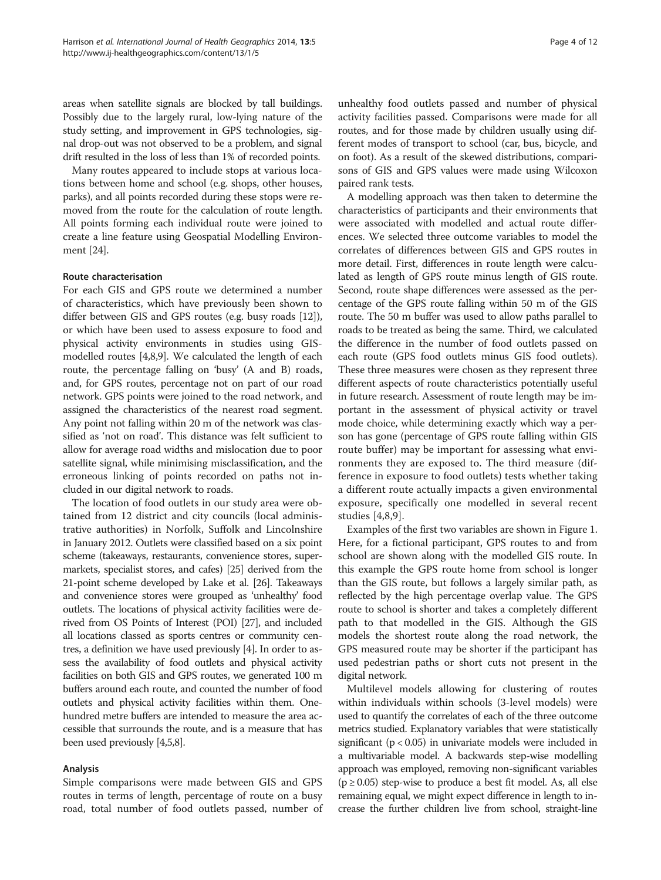areas when satellite signals are blocked by tall buildings. Possibly due to the largely rural, low-lying nature of the study setting, and improvement in GPS technologies, signal drop-out was not observed to be a problem, and signal drift resulted in the loss of less than 1% of recorded points.

Many routes appeared to include stops at various locations between home and school (e.g. shops, other houses, parks), and all points recorded during these stops were removed from the route for the calculation of route length. All points forming each individual route were joined to create a line feature using Geospatial Modelling Environment [24].

#### Route characterisation

For each GIS and GPS route we determined a number of characteristics, which have previously been shown to differ between GIS and GPS routes (e.g. busy roads [12]), or which have been used to assess exposure to food and physical activity environments in studies using GIS-modelled routes [4,8,9]. We calculated the length of each route, the percentage falling on 'busy' (A and B) roads, and, for GPS routes, percentage not on part of our road network. GPS points were joined to the road network, and assigned the characteristics of the nearest road segment. Any point not falling within 20 m of the network was classified as 'not on road'. This distance was felt sufficient to allow for average road widths and mislocation due to poor satellite signal, while minimising misclassification, and the erroneous linking of points recorded on paths not included in our digital network to roads.

The location of food outlets in our study area were obtained from 12 district and city councils (local administrative authorities) in Norfolk, Suffolk and Lincolnshire in January 2012. Outlets were classified based on a six point scheme (takeaways, restaurants, convenience stores, supermarkets, specialist stores, and cafes) [25] derived from the 21-point scheme developed by Lake et al. [26]. Takeaways and convenience stores were grouped as 'unhealthy' food outlets. The locations of physical activity facilities were derived from OS Points of Interest (POI) [27], and included all locations classed as sports centres or community centres, a definition we have used previously [4]. In order to assess the availability of food outlets and physical activity facilities on both GIS and GPS routes, we generated 100 m buffers around each route, and counted the number of food outlets and physical activity facilities within them. One-hundred metre buffers are intended to measure the area accessible that surrounds the route, and is a measure that has been used previously [4,5,8].

#### Analysis

Simple comparisons were made between GIS and GPS routes in terms of length, percentage of route on a busy road, total number of food outlets passed, number of unhealthy food outlets passed and number of physical activity facilities passed. Comparisons were made for all routes, and for those made by children usually using different modes of transport to school (car, bus, bicycle, and on foot). As a result of the skewed distributions, comparisons of GIS and GPS values were made using Wilcoxon paired rank tests.

A modelling approach was then taken to determine the characteristics of participants and their environments that were associated with modelled and actual route differences. We selected three outcome variables to model the correlates of differences between GIS and GPS routes in more detail. First, differences in route length were calculated as length of GPS route minus length of GIS route. Second, route shape differences were assessed as the percentage of the GPS route falling within 50 m of the GIS route. The 50 m buffer was used to allow paths parallel to roads to be treated as being the same. Third, we calculated the difference in the number of food outlets passed on each route (GPS food outlets minus GIS food outlets). These three measures were chosen as they represent three different aspects of route characteristics potentially useful in future research. Assessment of route length may be important in the assessment of physical activity or travel mode choice, while determining exactly which way a person has gone (percentage of GPS route falling within GIS route buffer) may be important for assessing what environments they are exposed to. The third measure (difference in exposure to food outlets) tests whether taking a different route actually impacts a given environmental exposure, specifically one modelled in several recent studies [4,8,9].

Examples of the first two variables are shown in Figure 1. Here, for a fictional participant, GPS routes to and from school are shown along with the modelled GIS route. In this example the GPS route home from school is longer than the GIS route, but follows a largely similar path, as reflected by the high percentage overlap value. The GPS route to school is shorter and takes a completely different path to that modelled in the GIS. Although the GIS models the shortest route along the road network, the GPS measured route may be shorter if the participant has used pedestrian paths or short cuts not present in the digital network.

Multilevel models allowing for clustering of routes within individuals within schools (3-level models) were used to quantify the correlates of each of the three outcome metrics studied. Explanatory variables that were statistically significant ($p < 0.05$) in univariate models were included in a multivariable model. A backwards step-wise modelling approach was employed, removing non-significant variables ($p \geq 0.05$) step-wise to produce a best fit model. As, all else remaining equal, we might expect difference in length to increase the further children live from school, straight-line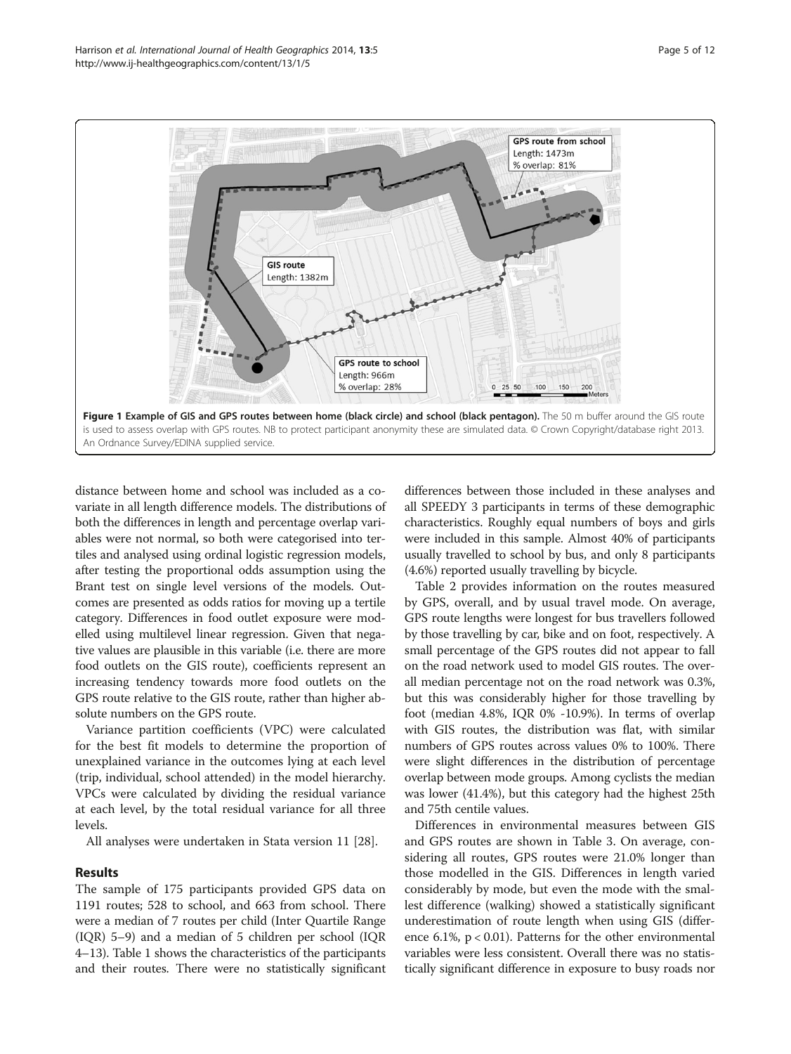**Figure 1 Example of GIS and GPS routes between home (black circle) and school (black pentagon).** The 50 m buffer around the GIS route is used to assess overlap with GPS routes. NB to protect participant anonymity these are simulated data. © Crown Copyright/database right 2013. An Ordnance Survey/EDINA supplied service.

distance between home and school was included as a covariate in all length difference models. The distributions of both the differences in length and percentage overlap variables were not normal, so both were categorised into tertiles and analysed using ordinal logistic regression models, after testing the proportional odds assumption using the Brant test on single level versions of the models. Outcomes are presented as odds ratios for moving up a tertile category. Differences in food outlet exposure were modelled using multilevel linear regression. Given that negative values are plausible in this variable (i.e. there are more food outlets on the GIS route), coefficients represent an increasing tendency towards more food outlets on the GPS route relative to the GIS route, rather than higher absolute numbers on the GPS route.

Variance partition coefficients (VPC) were calculated for the best fit models to determine the proportion of unexplained variance in the outcomes lying at each level (trip, individual, school attended) in the model hierarchy. VPCs were calculated by dividing the residual variance at each level, by the total residual variance for all three levels.

All analyses were undertaken in Stata version 11 [28].

## Results

The sample of 175 participants provided GPS data on 1191 routes; 528 to school, and 663 from school. There were a median of 7 routes per child (Inter Quartile Range (IQR) 5–9) and a median of 5 children per school (IQR 4–13). Table 1 shows the characteristics of the participants and their routes. There were no statistically significant differences between those included in these analyses and all SPEEDY 3 participants in terms of these demographic characteristics. Roughly equal numbers of boys and girls were included in this sample. Almost 40% of participants usually travelled to school by bus, and only 8 participants (4.6%) reported usually travelling by bicycle.

Table 2 provides information on the routes measured by GPS, overall, and by usual travel mode. On average, GPS route lengths were longest for bus travellers followed by those travelling by car, bike and on foot, respectively. A small percentage of the GPS routes did not appear to fall on the road network used to model GIS routes. The overall median percentage not on the road network was 0.3%, but this was considerably higher for those travelling by foot (median 4.8%, IQR 0% -10.9%). In terms of overlap with GIS routes, the distribution was flat, with similar numbers of GPS routes across values 0% to 100%. There were slight differences in the distribution of percentage overlap between mode groups. Among cyclists the median was lower (41.4%), but this category had the highest 25th and 75th centile values.

Differences in environmental measures between GIS and GPS routes are shown in Table 3. On average, considering all routes, GPS routes were 21.0% longer than those modelled in the GIS. Differences in length varied considerably by mode, but even the mode with the smallest difference (walking) showed a statistically significant underestimation of route length when using GIS (difference 6.1%, $p < 0.01$). Patterns for the other environmental variables were less consistent. Overall there was no statistically significant difference in exposure to busy roads nor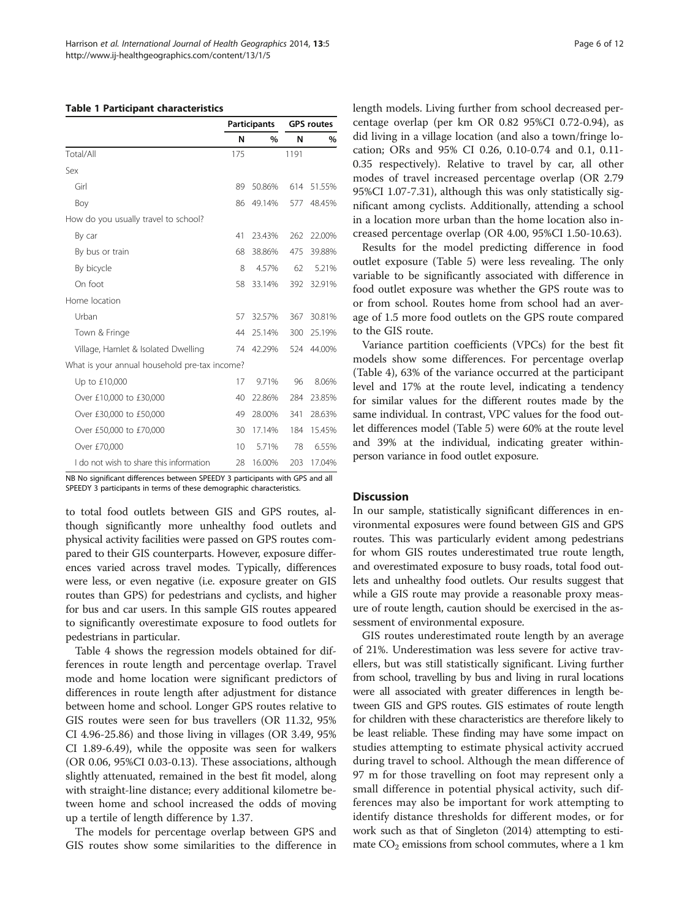**Table 1 Participant characteristics**

| | Participants | | GPS routes | |
|---|---|---|---|---|
| | N | % | N | % |
| Total/All | 175 | | 1191 | |
| Sex | | | | |
| Girl | 89 | 50.86% | 614 | 51.55% |
| Boy | 86 | 49.14% | 577 | 48.45% |
| How do you usually travel to school? | | | | |
| By car | 41 | 23.43% | 262 | 22.00% |
| By bus or train | 68 | 38.86% | 475 | 39.88% |
| By bicycle | 8 | 4.57% | 62 | 5.21% |
| On foot | 58 | 33.14% | 392 | 32.91% |
| Home location | | | | |
| Urban | 57 | 32.57% | 367 | 30.81% |
| Town & Fringe | 44 | 25.14% | 300 | 25.19% |
| Village, Hamlet & Isolated Dwelling | 74 | 42.29% | 524 | 44.00% |
| What is your annual household pre-tax income? | | | | |
| Up to £10,000 | 17 | 9.71% | 96 | 8.06% |
| Over £10,000 to £30,000 | 40 | 22.86% | 284 | 23.85% |
| Over £30,000 to £50,000 | 49 | 28.00% | 341 | 28.63% |
| Over £50,000 to £70,000 | 30 | 17.14% | 184 | 15.45% |
| Over £70,000 | 10 | 5.71% | 78 | 6.55% |
| I do not wish to share this information | 28 | 16.00% | 203 | 17.04% |

NB No significant differences between SPEEDY 3 participants with GPS and all SPEEDY 3 participants in terms of these demographic characteristics.

to total food outlets between GIS and GPS routes, although significantly more unhealthy food outlets and physical activity facilities were passed on GPS routes compared to their GIS counterparts. However, exposure differences varied across travel modes. Typically, differences were less, or even negative (i.e. exposure greater on GIS routes than GPS) for pedestrians and cyclists, and higher for bus and car users. In this sample GIS routes appeared to significantly overestimate exposure to food outlets for pedestrians in particular.

Table 4 shows the regression models obtained for differences in route length and percentage overlap. Travel mode and home location were significant predictors of differences in route length after adjustment for distance between home and school. Longer GPS routes relative to GIS routes were seen for bus travellers (OR 11.32, 95% CI 4.96-25.86) and those living in villages (OR 3.49, 95% CI 1.89-6.49), while the opposite was seen for walkers (OR 0.06, 95%CI 0.03-0.13). These associations, although slightly attenuated, remained in the best fit model, along with straight-line distance; every additional kilometre between home and school increased the odds of moving up a tertile of length difference by 1.37.

The models for percentage overlap between GPS and GIS routes show some similarities to the difference in length models. Living further from school decreased percentage overlap (per km OR 0.82 95%CI 0.72-0.94), as did living in a village location (and also a town/fringe location; ORs and 95% CI 0.26, 0.10-0.74 and 0.1, 0.11-0.35 respectively). Relative to travel by car, all other modes of travel increased percentage overlap (OR 2.79 95%CI 1.07-7.31), although this was only statistically significant among cyclists. Additionally, attending a school in a location more urban than the home location also increased percentage overlap (OR 4.00, 95%CI 1.50-10.63).

Results for the model predicting difference in food outlet exposure (Table 5) were less revealing. The only variable to be significantly associated with difference in food outlet exposure was whether the GPS route was to or from school. Routes home from school had an average of 1.5 more food outlets on the GPS route compared to the GIS route.

Variance partition coefficients (VPCs) for the best fit models show some differences. For percentage overlap (Table 4), 63% of the variance occurred at the participant level and 17% at the route level, indicating a tendency for similar values for the different routes made by the same individual. In contrast, VPC values for the food outlet differences model (Table 5) were 60% at the route level and 39% at the individual, indicating greater within-person variance in food outlet exposure.

## Discussion

In our sample, statistically significant differences in environmental exposures were found between GIS and GPS routes. This was particularly evident among pedestrians for whom GIS routes underestimated true route length, and overestimated exposure to busy roads, total food outlets and unhealthy food outlets. Our results suggest that while a GIS route may provide a reasonable proxy measure of route length, caution should be exercised in the assessment of environmental exposure.

GIS routes underestimated route length by an average of 21%. Underestimation was less severe for active travellers, but was still statistically significant. Living further from school, travelling by bus and living in rural locations were all associated with greater differences in length between GIS and GPS routes. GIS estimates of route length for children with these characteristics are therefore likely to be least reliable. These finding may have some impact on studies attempting to estimate physical activity accrued during travel to school. Although the mean difference of 97 m for those travelling on foot may represent only a small difference in potential physical activity, such differences may also be important for work attempting to identify distance thresholds for different modes, or for work such as that of Singleton (2014) attempting to estimate $CO_2$ emissions from school commutes, where a 1 km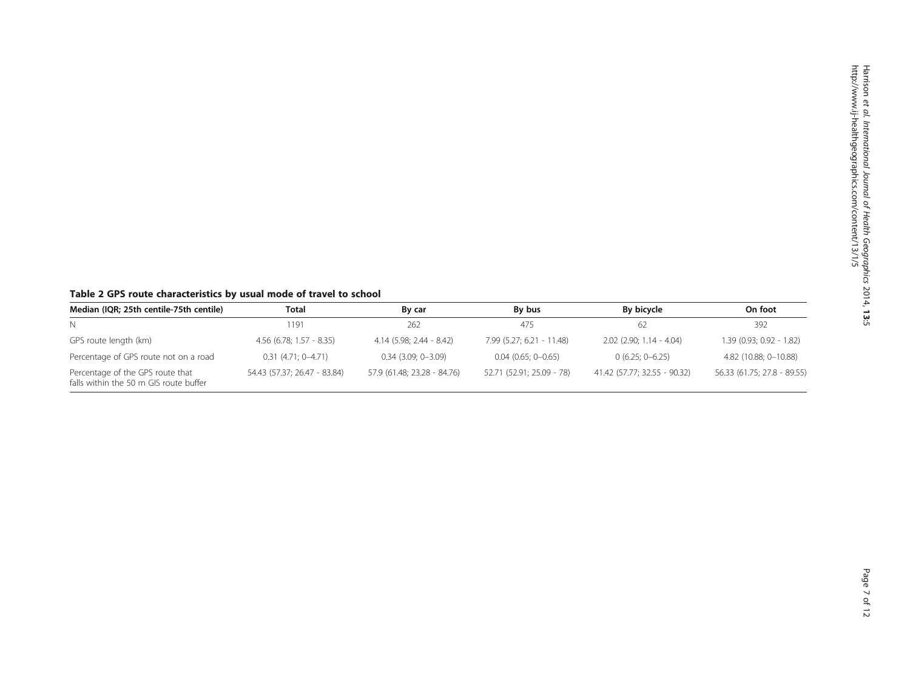**Table 2 GPS route characteristics by usual mode of travel to school**

| Median (IQR; 25th centile-75th centile) | Total | By car | By bus | By bicycle | On foot |
|---|---|---|---|---|---|
| N | 1191 | 262 | 475 | 62 | 392 |
| GPS route length (km) | 4.56 (6.78; 1.57 - 8.35) | 4.14 (5.98; 2.44 - 8.42) | 7.99 (5.27; 6.21 - 11.48) | 2.02 (2.90; 1.14 - 4.04) | 1.39 (0.93; 0.92 - 1.82) |
| Percentage of GPS route not on a road | 0.31 (4.71; 0–4.71) | 0.34 (3.09; 0–3.09) | 0.04 (0.65; 0–0.65) | 0 (6.25; 0–6.25) | 4.82 (10.88; 0–10.88) |
| Percentage of the GPS route that falls within the 50 m GIS route buffer | 54.43 (57.37; 26.47 - 83.84) | 57.9 (61.48; 23.28 - 84.76) | 52.71 (52.91; 25.09 - 78) | 41.42 (57.77; 32.55 - 90.32) | 56.33 (61.75; 27.8 - 89.55) |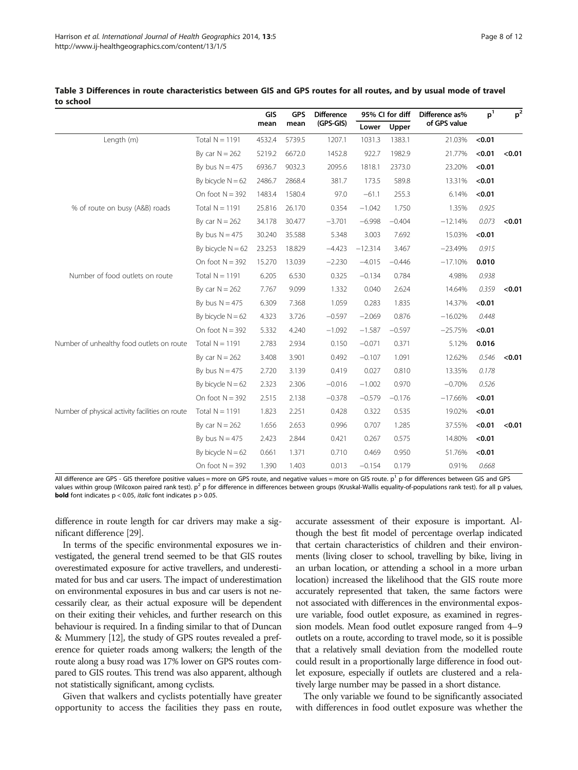**Table 3 Differences in route characteristics between GIS and GPS routes for all routes, and by usual mode of travel to school**

| | | GIS mean | GPS mean | Difference (GPS-GIS) | 95% CI for diff | | Difference as% of GPS value | p[1] | p[2] |
|---|---|---|---|---|---|---|---|---|---|
| | | | | | Lower | Upper | | | |
| Length (m) | Total N = 1191 | 4532.4 | 5739.5 | 1207.1 | 1031.3 | 1383.1 | 21.03% | **<0.01** | |
| | By car N = 262 | 5219.2 | 6672.0 | 1452.8 | 922.7 | 1982.9 | 21.77% | **<0.01** | **<0.01** |
| | By bus N = 475 | 6936.7 | 9032.3 | 2095.6 | 1818.1 | 2373.0 | 23.20% | **<0.01** | |
| | By bicycle N = 62 | 2486.7 | 2868.4 | 381.7 | 173.5 | 589.8 | 13.31% | **<0.01** | |
| | On foot N = 392 | 1483.4 | 1580.4 | 97.0 | −61.1 | 255.3 | 6.14% | **<0.01** | |
| % of route on busy (A&B) roads | Total N = 1191 | 25.816 | 26.170 | 0.354 | −1.042 | 1.750 | 1.35% | *0.925* | |
| | By car N = 262 | 34.178 | 30.477 | −3.701 | −6.998 | −0.404 | −12.14% | *0.073* | **<0.01** |
| | By bus N = 475 | 30.240 | 35.588 | 5.348 | 3.003 | 7.692 | 15.03% | **<0.01** | |
| | By bicycle N = 62 | 23.253 | 18.829 | −4.423 | −12.314 | 3.467 | −23.49% | *0.915* | |
| | On foot N = 392 | 15.270 | 13.039 | −2.230 | −4.015 | −0.446 | −17.10% | **0.010** | |
| Number of food outlets on route | Total N = 1191 | 6.205 | 6.530 | 0.325 | −0.134 | 0.784 | 4.98% | *0.938* | |
| | By car N = 262 | 7.767 | 9.099 | 1.332 | 0.040 | 2.624 | 14.64% | *0.359* | **<0.01** |
| | By bus N = 475 | 6.309 | 7.368 | 1.059 | 0.283 | 1.835 | 14.37% | **<0.01** | |
| | By bicycle N = 62 | 4.323 | 3.726 | −0.597 | −2.069 | 0.876 | −16.02% | *0.448* | |
| | On foot N = 392 | 5.332 | 4.240 | −1.092 | −1.587 | −0.597 | −25.75% | **<0.01** | |
| Number of unhealthy food outlets on route | Total N = 1191 | 2.783 | 2.934 | 0.150 | −0.071 | 0.371 | 5.12% | **0.016** | |
| | By car N = 262 | 3.408 | 3.901 | 0.492 | −0.107 | 1.091 | 12.62% | *0.546* | **<0.01** |
| | By bus N = 475 | 2.720 | 3.139 | 0.419 | 0.027 | 0.810 | 13.35% | *0.178* | |
| | By bicycle N = 62 | 2.323 | 2.306 | −0.016 | −1.002 | 0.970 | −0.70% | *0.526* | |
| | On foot N = 392 | 2.515 | 2.138 | −0.378 | −0.579 | −0.176 | −17.66% | **<0.01** | |
| Number of physical activity facilities on route | Total N = 1191 | 1.823 | 2.251 | 0.428 | 0.322 | 0.535 | 19.02% | **<0.01** | |
| | By car N = 262 | 1.656 | 2.653 | 0.996 | 0.707 | 1.285 | 37.55% | **<0.01** | **<0.01** |
| | By bus N = 475 | 2.423 | 2.844 | 0.421 | 0.267 | 0.575 | 14.80% | **<0.01** | |
| | By bicycle N = 62 | 0.661 | 1.371 | 0.710 | 0.469 | 0.950 | 51.76% | **<0.01** | |
| | On foot N = 392 | 1.390 | 1.403 | 0.013 | −0.154 | 0.179 | 0.91% | *0.668* | |

All difference are GPS - GIS therefore positive values = more on GPS route, and negative values = more on GIS route. p[1] p for differences between GIS and GPS values within group (Wilcoxon paired rank test). p[2] p for difference in differences between groups (Kruskal-Wallis equality-of-populations rank test). for all p values, **bold** font indicates $p < 0.05$, *italic* font indicates $p > 0.05$.

difference in route length for car drivers may make a significant difference [29].

In terms of the specific environmental exposures we investigated, the general trend seemed to be that GIS routes overestimated exposure for active travellers, and underestimated for bus and car users. The impact of underestimation on environmental exposures in bus and car users is not necessarily clear, as their actual exposure will be dependent on their exiting their vehicles, and further research on this behaviour is required. In a finding similar to that of Duncan & Mummery [12], the study of GPS routes revealed a preference for quieter roads among walkers; the length of the route along a busy road was 17% lower on GPS routes compared to GIS routes. This trend was also apparent, although not statistically significant, among cyclists.

Given that walkers and cyclists potentially have greater opportunity to access the facilities they pass en route, accurate assessment of their exposure is important. Although the best fit model of percentage overlap indicated that certain characteristics of children and their environments (living closer to school, travelling by bike, living in an urban location, or attending a school in a more urban location) increased the likelihood that the GIS route more accurately represented that taken, the same factors were not associated with differences in the environmental exposure variable, food outlet exposure, as examined in regression models. Mean food outlet exposure ranged from 4–9 outlets on a route, according to travel mode, so it is possible that a relatively small deviation from the modelled route could result in a proportionally large difference in food outlet exposure, especially if outlets are clustered and a relatively large number may be passed in a short distance.

The only variable we found to be significantly associated with differences in food outlet exposure was whether the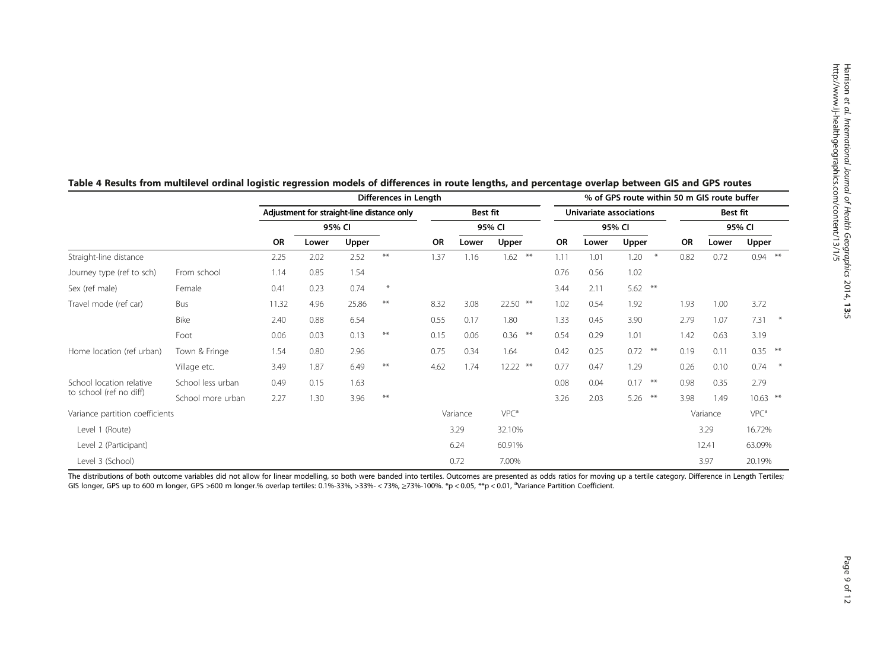**Table 4 Results from multilevel ordinal logistic regression models of differences in route lengths, and percentage overlap between GIS and GPS routes**

| | | Differences in Length | | | | | | | | % of GPS route within 50 m GIS route buffer | | | | | | | |
|---|---|---|---|---|---|---|---|---|---|---|---|---|---|---|---|---|---|
| | | Adjustment for straight-line distance only | | | | Best fit | | | | Univariate associations | | | | Best fit | | | |
| | | | 95% CI | | | | 95% CI | | | | 95% CI | | | | 95% CI | | |
| | | OR | Lower | Upper | | OR | Lower | Upper | | OR | Lower | Upper | | OR | Lower | Upper | |
| Straight-line distance | | 2.25 | 2.02 | 2.52 | ** | 1.37 | 1.16 | 1.62 | ** | 1.11 | 1.01 | 1.20 | * | 0.82 | 0.72 | 0.94 | ** |
| Journey type (ref to sch) | From school | 1.14 | 0.85 | 1.54 | | | | | | 0.76 | 0.56 | 1.02 | | | | | |
| Sex (ref male) | Female | 0.41 | 0.23 | 0.74 | * | | | | | 3.44 | 2.11 | 5.62 | ** | | | | |
| Travel mode (ref car) | Bus | 11.32 | 4.96 | 25.86 | ** | 8.32 | 3.08 | 22.50 | ** | 1.02 | 0.54 | 1.92 | | 1.93 | 1.00 | 3.72 | |
| | Bike | 2.40 | 0.88 | 6.54 | | 0.55 | 0.17 | 1.80 | | 1.33 | 0.45 | 3.90 | | 2.79 | 1.07 | 7.31 | * |
| | Foot | 0.06 | 0.03 | 0.13 | ** | 0.15 | 0.06 | 0.36 | ** | 0.54 | 0.29 | 1.01 | | 1.42 | 0.63 | 3.19 | |
| Home location (ref urban) | Town & Fringe | 1.54 | 0.80 | 2.96 | | 0.75 | 0.34 | 1.64 | | 0.42 | 0.25 | 0.72 | ** | 0.19 | 0.11 | 0.35 | ** |
| | Village etc. | 3.49 | 1.87 | 6.49 | ** | 4.62 | 1.74 | 12.22 | ** | 0.77 | 0.47 | 1.29 | | 0.26 | 0.10 | 0.74 | * |
| School location relative to school (ref no diff) | School less urban | 0.49 | 0.15 | 1.63 | | | | | | 0.08 | 0.04 | 0.17 | ** | 0.98 | 0.35 | 2.79 | |
| | School more urban | 2.27 | 1.30 | 3.96 | ** | | | | | 3.26 | 2.03 | 5.26 | ** | 3.98 | 1.49 | 10.63 | ** |
| Variance partition coefficients | | | | | | | Variance | VPC[a] | | | | | | | Variance | VPC[a] | |
| Level 1 (Route) | | | | | | | 3.29 | 32.10% | | | | | | | 3.29 | 16.72% | |
| Level 2 (Participant) | | | | | | | 6.24 | 60.91% | | | | | | | 12.41 | 63.09% | |
| Level 3 (School) | | | | | | | 0.72 | 7.00% | | | | | | | 3.97 | 20.19% | |

The distributions of both outcome variables did not allow for linear modelling, so both were banded into tertiles. Outcomes are presented as odds ratios for moving up a tertile category. Difference in Length Tertiles; GIS longer, GPS up to 600 m longer, GPS >600 m longer.% overlap tertiles: 0.1%-33%, >33%- < 73%, ≥73%-100%. *$p < 0.05$, **$p < 0.01$, [a]Variance Partition Coefficient.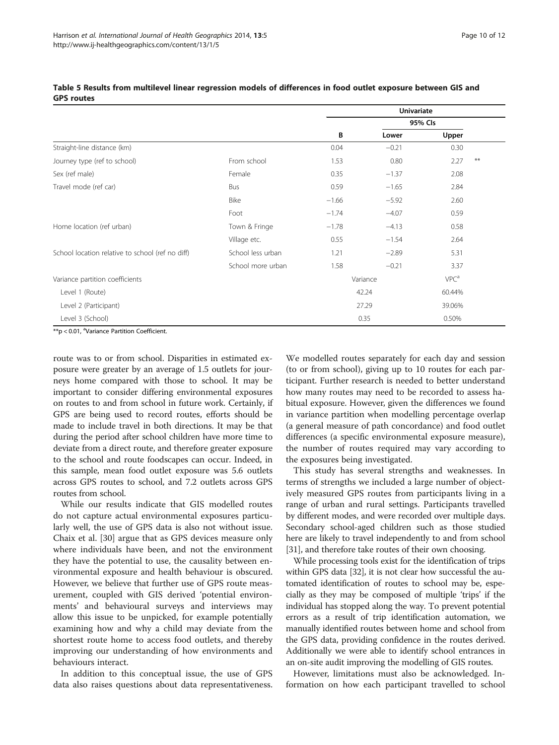**Table 5 Results from multilevel linear regression models of differences in food outlet exposure between GIS and GPS routes**

| | | Univariate | | | |
|---|---|---|---|---|---|
| | | | 95% CIs | | |
| | | B | Lower | Upper | |
| Straight-line distance (km) | | 0.04 | −0.21 | 0.30 | |
| Journey type (ref to school) | From school | 1.53 | 0.80 | 2.27 | ** |
| Sex (ref male) | Female | 0.35 | −1.37 | 2.08 | |
| Travel mode (ref car) | Bus | 0.59 | −1.65 | 2.84 | |
| | Bike | −1.66 | −5.92 | 2.60 | |
| | Foot | −1.74 | −4.07 | 0.59 | |
| Home location (ref urban) | Town & Fringe | −1.78 | −4.13 | 0.58 | |
| | Village etc. | 0.55 | −1.54 | 2.64 | |
| School location relative to school (ref no diff) | School less urban | 1.21 | −2.89 | 5.31 | |
| | School more urban | 1.58 | −0.21 | 3.37 | |
| Variance partition coefficients | | Variance | | VPC[a] | |
| Level 1 (Route) | | 42.24 | | 60.44% | |
| Level 2 (Participant) | | 27.29 | | 39.06% | |
| Level 3 (School) | | 0.35 | | 0.50% | |

**$p < 0.01$, [a]Variance Partition Coefficient.

route was to or from school. Disparities in estimated exposure were greater by an average of 1.5 outlets for journeys home compared with those to school. It may be important to consider differing environmental exposures on routes to and from school in future work. Certainly, if GPS are being used to record routes, efforts should be made to include travel in both directions. It may be that during the period after school children have more time to deviate from a direct route, and therefore greater exposure to the school and route foodscapes can occur. Indeed, in this sample, mean food outlet exposure was 5.6 outlets across GPS routes to school, and 7.2 outlets across GPS routes from school.

While our results indicate that GIS modelled routes do not capture actual environmental exposures particularly well, the use of GPS data is also not without issue. Chaix et al. [30] argue that as GPS devices measure only where individuals have been, and not the environment they have the potential to use, the causality between environmental exposure and health behaviour is obscured. However, we believe that further use of GPS route measurement, coupled with GIS derived 'potential environments' and behavioural surveys and interviews may allow this issue to be unpicked, for example potentially examining how and why a child may deviate from the shortest route home to access food outlets, and thereby improving our understanding of how environments and behaviours interact.

In addition to this conceptual issue, the use of GPS data also raises questions about data representativeness. We modelled routes separately for each day and session (to or from school), giving up to 10 routes for each participant. Further research is needed to better understand how many routes may need to be recorded to assess habitual exposure. However, given the differences we found in variance partition when modelling percentage overlap (a general measure of path concordance) and food outlet differences (a specific environmental exposure measure), the number of routes required may vary according to the exposures being investigated.

This study has several strengths and weaknesses. In terms of strengths we included a large number of objectively measured GPS routes from participants living in a range of urban and rural settings. Participants travelled by different modes, and were recorded over multiple days. Secondary school-aged children such as those studied here are likely to travel independently to and from school [31], and therefore take routes of their own choosing.

While processing tools exist for the identification of trips within GPS data [32], it is not clear how successful the automated identification of routes to school may be, especially as they may be composed of multiple 'trips' if the individual has stopped along the way. To prevent potential errors as a result of trip identification automation, we manually identified routes between home and school from the GPS data, providing confidence in the routes derived. Additionally we were able to identify school entrances in an on-site audit improving the modelling of GIS routes.

However, limitations must also be acknowledged. Information on how each participant travelled to school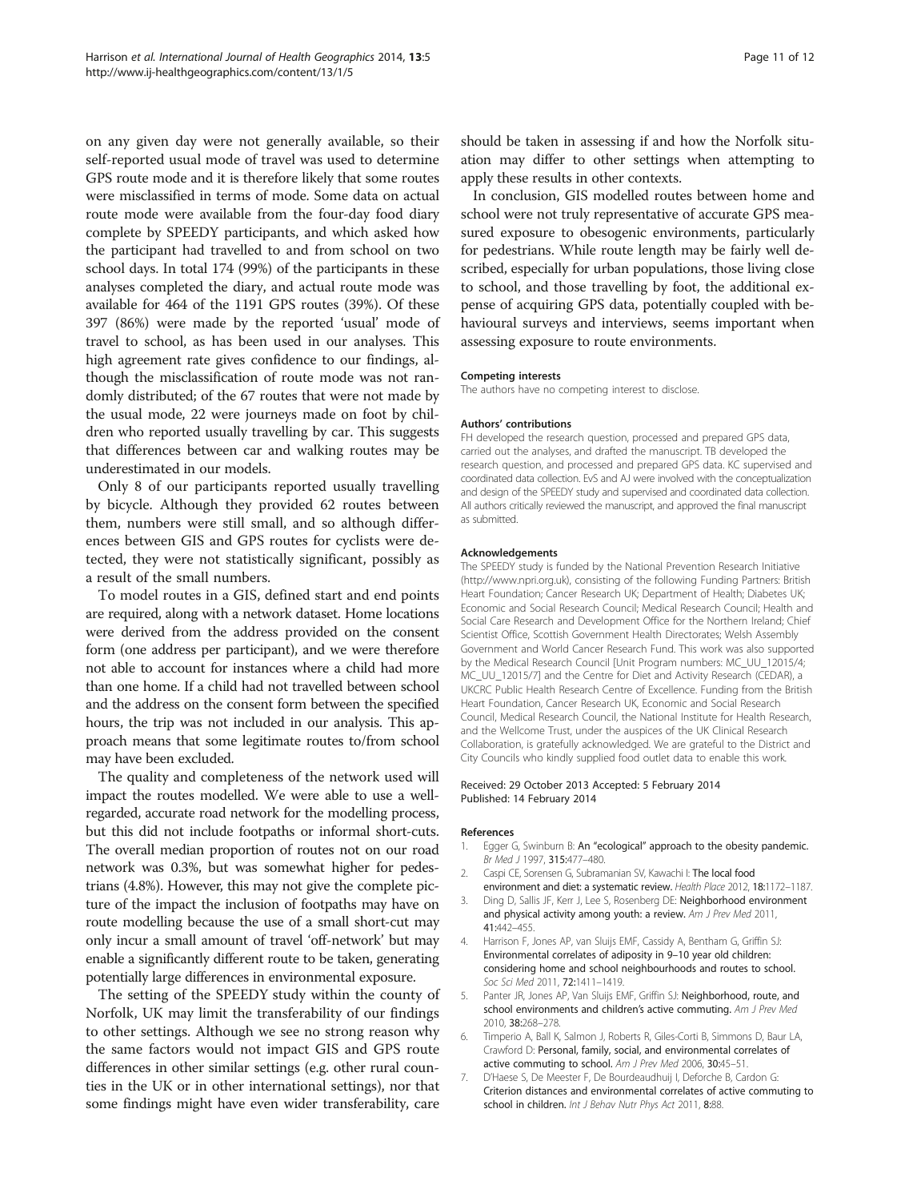on any given day were not generally available, so their self-reported usual mode of travel was used to determine GPS route mode and it is therefore likely that some routes were misclassified in terms of mode. Some data on actual route mode were available from the four-day food diary complete by SPEEDY participants, and which asked how the participant had travelled to and from school on two school days. In total 174 (99%) of the participants in these analyses completed the diary, and actual route mode was available for 464 of the 1191 GPS routes (39%). Of these 397 (86%) were made by the reported 'usual' mode of travel to school, as has been used in our analyses. This high agreement rate gives confidence to our findings, although the misclassification of route mode was not randomly distributed; of the 67 routes that were not made by the usual mode, 22 were journeys made on foot by children who reported usually travelling by car. This suggests that differences between car and walking routes may be underestimated in our models.

Only 8 of our participants reported usually travelling by bicycle. Although they provided 62 routes between them, numbers were still small, and so although differences between GIS and GPS routes for cyclists were detected, they were not statistically significant, possibly as a result of the small numbers.

To model routes in a GIS, defined start and end points are required, along with a network dataset. Home locations were derived from the address provided on the consent form (one address per participant), and we were therefore not able to account for instances where a child had more than one home. If a child had not travelled between school and the address on the consent form between the specified hours, the trip was not included in our analysis. This approach means that some legitimate routes to/from school may have been excluded.

The quality and completeness of the network used will impact the routes modelled. We were able to use a well-regarded, accurate road network for the modelling process, but this did not include footpaths or informal short-cuts. The overall median proportion of routes not on our road network was 0.3%, but was somewhat higher for pedestrians (4.8%). However, this may not give the complete picture of the impact the inclusion of footpaths may have on route modelling because the use of a small short-cut may only incur a small amount of travel 'off-network' but may enable a significantly different route to be taken, generating potentially large differences in environmental exposure.

The setting of the SPEEDY study within the county of Norfolk, UK may limit the transferability of our findings to other settings. Although we see no strong reason why the same factors would not impact GIS and GPS route differences in other similar settings (e.g. other rural counties in the UK or in other international settings), nor that some findings might have even wider transferability, care should be taken in assessing if and how the Norfolk situation may differ to other settings when attempting to apply these results in other contexts.

In conclusion, GIS modelled routes between home and school were not truly representative of accurate GPS measured exposure to obesogenic environments, particularly for pedestrians. While route length may be fairly well described, especially for urban populations, those living close to school, and those travelling by foot, the additional expense of acquiring GPS data, potentially coupled with behavioural surveys and interviews, seems important when assessing exposure to route environments.

#### Competing interests

The authors have no competing interest to disclose.

#### Authors' contributions

FH developed the research question, processed and prepared GPS data, carried out the analyses, and drafted the manuscript. TB developed the research question, and processed and prepared GPS data. KC supervised and coordinated data collection. EvS and AJ were involved with the conceptualization and design of the SPEEDY study and supervised and coordinated data collection. All authors critically reviewed the manuscript, and approved the final manuscript as submitted.

#### Acknowledgements

The SPEEDY study is funded by the National Prevention Research Initiative (http://www.npri.org.uk), consisting of the following Funding Partners: British Heart Foundation; Cancer Research UK; Department of Health; Diabetes UK; Economic and Social Research Council; Medical Research Council; Health and Social Care Research and Development Office for the Northern Ireland; Chief Scientist Office, Scottish Government Health Directorates; Welsh Assembly Government and World Cancer Research Fund. This work was also supported by the Medical Research Council [Unit Program numbers: MC_UU_12015/4; MC_UU_12015/7] and the Centre for Diet and Activity Research (CEDAR), a UKCRC Public Health Research Centre of Excellence. Funding from the British Heart Foundation, Cancer Research UK, Economic and Social Research Council, Medical Research Council, the National Institute for Health Research, and the Wellcome Trust, under the auspices of the UK Clinical Research Collaboration, is gratefully acknowledged. We are grateful to the District and City Councils who kindly supplied food outlet data to enable this work.

Received: 29 October 2013 Accepted: 5 February 2014
Published: 14 February 2014

#### References

1. Egger G, Swinburn B: **An "ecological" approach to the obesity pandemic.** *Br Med J* 1997, **315:**477–480.
2. Caspi CE, Sorensen G, Subramanian SV, Kawachi I: **The local food environment and diet: a systematic review.** *Health Place* 2012, **18:**1172–1187.
3. Ding D, Sallis JF, Kerr J, Lee S, Rosenberg DE: **Neighborhood environment and physical activity among youth: a review.** *Am J Prev Med* 2011, **41:**442–455.
4. Harrison F, Jones AP, van Sluijs EMF, Cassidy A, Bentham G, Griffin SJ: **Environmental correlates of adiposity in 9–10 year old children: considering home and school neighbourhoods and routes to school.** *Soc Sci Med* 2011, **72:**1411–1419.
5. Panter JR, Jones AP, Van Sluijs EMF, Griffin SJ: **Neighborhood, route, and school environments and children's active commuting.** *Am J Prev Med* 2010, **38:**268–278.
6. Timperio A, Ball K, Salmon J, Roberts R, Giles-Corti B, Simmons D, Baur LA, Crawford D: **Personal, family, social, and environmental correlates of active commuting to school.** *Am J Prev Med* 2006, **30:**45–51.
7. D'Haese S, De Meester F, De Bourdeaudhuij I, Deforche B, Cardon G: **Criterion distances and environmental correlates of active commuting to school in children.** *Int J Behav Nutr Phys Act* 2011, **8:**88.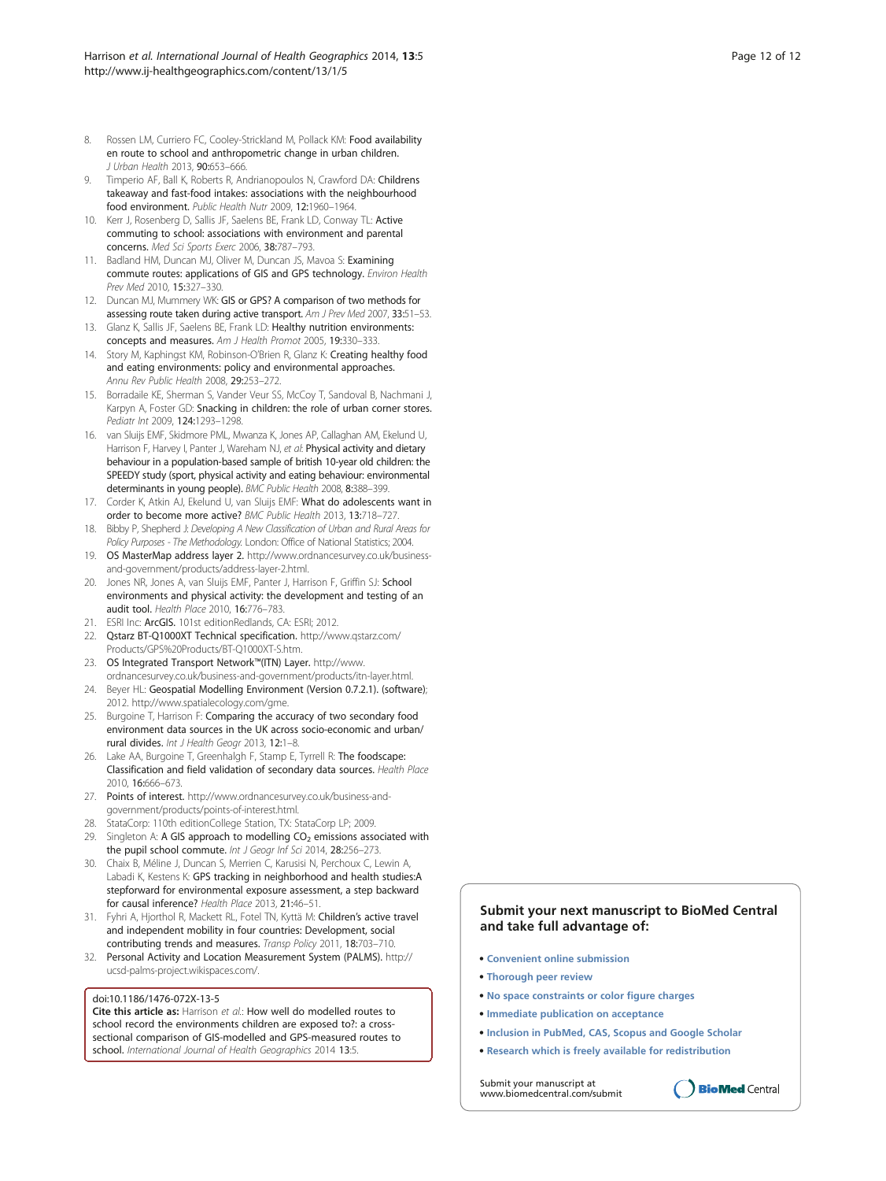8. Rossen LM, Curriero FC, Cooley-Strickland M, Pollack KM: **Food availability en route to school and anthropometric change in urban children.** *J Urban Health* 2013, **90:**653–666.
9. Timperio AF, Ball K, Roberts R, Andrianopoulos N, Crawford DA: **Childrens takeaway and fast-food intakes: associations with the neighbourhood food environment.** *Public Health Nutr* 2009, **12:**1960–1964.
10. Kerr J, Rosenberg D, Sallis JF, Saelens BE, Frank LD, Conway TL: **Active commuting to school: associations with environment and parental concerns.** *Med Sci Sports Exerc* 2006, **38:**787–793.
11. Badland HM, Duncan MJ, Oliver M, Duncan JS, Mavoa S: **Examining commute routes: applications of GIS and GPS technology.** *Environ Health Prev Med* 2010, **15:**327–330.
12. Duncan MJ, Mummery WK: **GIS or GPS? A comparison of two methods for assessing route taken during active transport.** *Am J Prev Med* 2007, **33:**51–53.
13. Glanz K, Sallis JF, Saelens BE, Frank LD: **Healthy nutrition environments: concepts and measures.** *Am J Health Promot* 2005, **19:**330–333.
14. Story M, Kaphingst KM, Robinson-O'Brien R, Glanz K: **Creating healthy food and eating environments: policy and environmental approaches.** *Annu Rev Public Health* 2008, **29:**253–272.
15. Borradaile KE, Sherman S, Vander Veur SS, McCoy T, Sandoval B, Nachmani J, Karpyn A, Foster GD: **Snacking in children: the role of urban corner stores.** *Pediatr Int* 2009, **124:**1293–1298.
16. van Sluijs EMF, Skidmore PML, Mwanza K, Jones AP, Callaghan AM, Ekelund U, Harrison F, Harvey I, Panter J, Wareham NJ, *et al*: **Physical activity and dietary behaviour in a population-based sample of british 10-year old children: the SPEEDY study (sport, physical activity and eating behaviour: environmental determinants in young people).** *BMC Public Health* 2008, **8:**388–399.
17. Corder K, Atkin AJ, Ekelund U, van Sluijs EMF: **What do adolescents want in order to become more active?** *BMC Public Health* 2013, **13:**718–727.
18. Bibby P, Shepherd J: *Developing A New Classification of Urban and Rural Areas for Policy Purposes - The Methodology.* London: Office of National Statistics; 2004.
19. **OS MasterMap address layer 2.** http://www.ordnancesurvey.co.uk/business-and-government/products/address-layer-2.html.
20. Jones NR, Jones A, van Sluijs EMF, Panter J, Harrison F, Griffin SJ: **School environments and physical activity: the development and testing of an audit tool.** *Health Place* 2010, **16:**776–783.
21. ESRI Inc: **ArcGIS.** 101st editionRedlands, CA: ESRI; 2012.
22. **Qstarz BT-Q1000XT Technical specification.** http://www.qstarz.com/Products/GPS%20Products/BT-Q1000XT-S.htm.
23. **OS Integrated Transport Network™(ITN) Layer.** http://www.ordnancesurvey.co.uk/business-and-government/products/itn-layer.html.
24. Beyer HL: **Geospatial Modelling Environment (Version 0.7.2.1). (software)**; 2012. http://www.spatialecology.com/gme.
25. Burgoine T, Harrison F: **Comparing the accuracy of two secondary food environment data sources in the UK across socio-economic and urban/rural divides.** *Int J Health Geogr* 2013, **12:**1–8.
26. Lake AA, Burgoine T, Greenhalgh F, Stamp E, Tyrrell R: **The foodscape: Classification and field validation of secondary data sources.** *Health Place* 2010, **16:**666–673.
27. **Points of interest.** http://www.ordnancesurvey.co.uk/business-and-government/products/points-of-interest.html.
28. StataCorp: 110th editionCollege Station, TX: StataCorp LP; 2009.
29. Singleton A: **A GIS approach to modelling $CO_2$ emissions associated with the pupil school commute.** *Int J Geogr Inf Sci* 2014, **28:**256–273.
30. Chaix B, Méline J, Duncan S, Merrien C, Karusisi N, Perchoux C, Lewin A, Labadi K, Kestens K: **GPS tracking in neighborhood and health studies:A stepforward for environmental exposure assessment, a step backward for causal inference?** *Health Place* 2013, **21:**46–51.
31. Fyhri A, Hjorthol R, Mackett RL, Fotel TN, Kyttä M: **Children's active travel and independent mobility in four countries: Development, social contributing trends and measures.** *Transp Policy* 2011, **18:**703–710.
32. **Personal Activity and Location Measurement System (PALMS).** http://ucsd-palms-project.wikispaces.com/.

doi:10.1186/1476-072X-13-5

**Cite this article as:** Harrison *et al.*: How well do modelled routes to school record the environments children are exposed to?: a cross-sectional comparison of GIS-modelled and GPS-measured routes to school. *International Journal of Health Geographics* 2014 13:5.

**Submit your next manuscript to BioMed Central and take full advantage of:**

- **Convenient online submission**
- **Thorough peer review**
- **No space constraints or color figure charges**
- **Immediate publication on acceptance**
- **Inclusion in PubMed, CAS, Scopus and Google Scholar**
- **Research which is freely available for redistribution**

Submit your manuscript at www.biomedcentral.com/submit